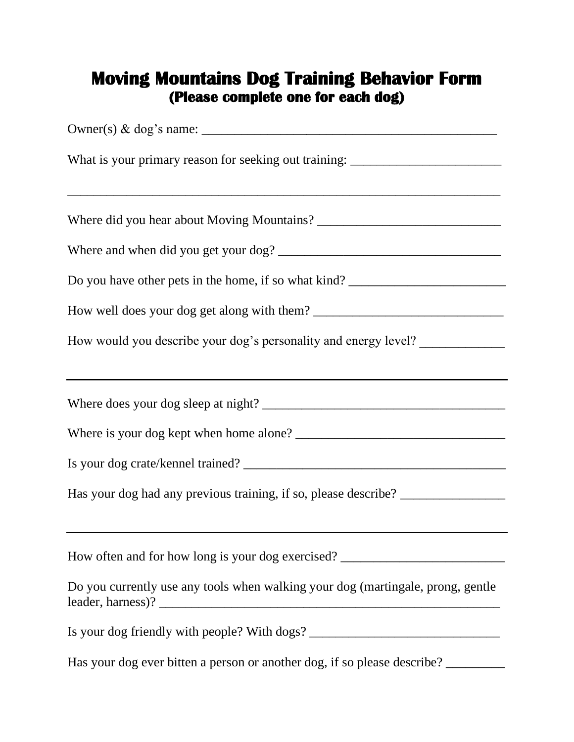# Moving Mountains Dog Training Behavior Form
## (Please complete one for each dog)

Owner(s) & dog's name: _______________________________________________

What is your primary reason for seeking out training: _______________________

_______________________________________________________________________

Where did you hear about Moving Mountains? ____________________________

Where and when did you get your dog? _________________________________

Do you have other pets in the home, if so what kind? ________________________

How well does your dog get along with them? ____________________________

How would you describe your dog's personality and energy level? _____________

_______________________________________________________________________

Where does your dog sleep at night? ____________________________________

Where is your dog kept when home alone? _______________________________

Is your dog crate/kennel trained? ________________________________________

Has your dog had any previous training, if so, please describe? ________________

_______________________________________________________________________

How often and for how long is your dog exercised? _________________________

Do you currently use any tools when walking your dog (martingale, prong, gentle leader, harness)? _____________________________________________________

Is your dog friendly with people? With dogs? _____________________________

Has your dog ever bitten a person or another dog, if so please describe? _________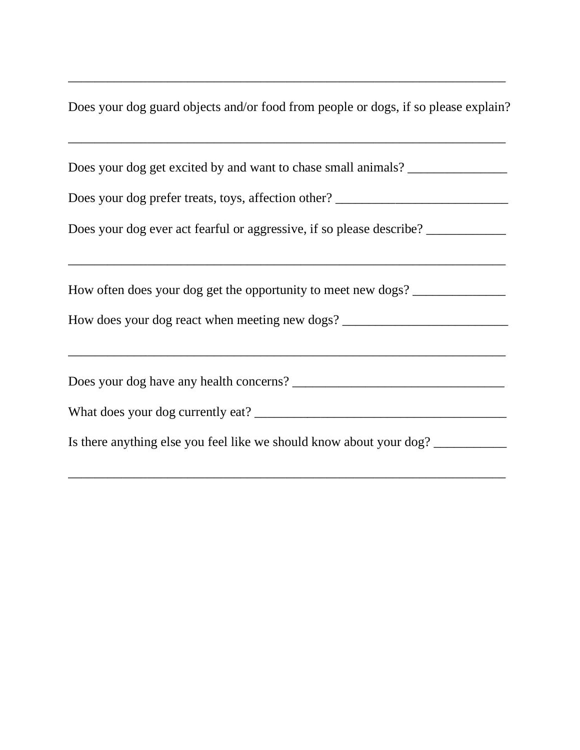______________________________________________________________________

Does your dog guard objects and/or food from people or dogs, if so please explain?

______________________________________________________________________

Does your dog get excited by and want to chase small animals? _______________

Does your dog prefer treats, toys, affection other? __________________________

Does your dog ever act fearful or aggressive, if so please describe? ____________

______________________________________________________________________

How often does your dog get the opportunity to meet new dogs? ______________

How does your dog react when meeting new dogs? _________________________

______________________________________________________________________

Does your dog have any health concerns? ________________________________

What does your dog currently eat? ______________________________________

Is there anything else you feel like we should know about your dog? ___________

______________________________________________________________________